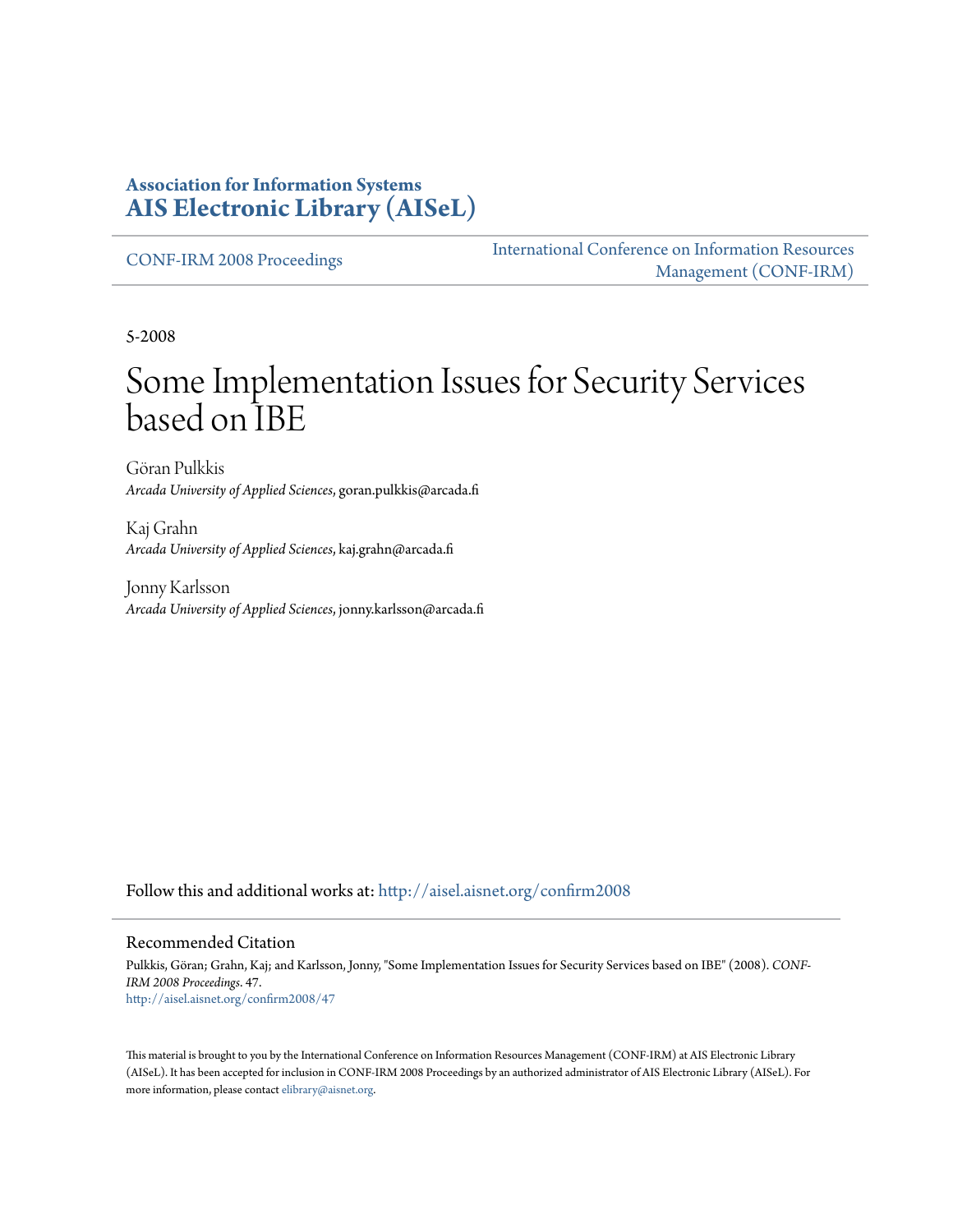**Association for Information Systems**
**AIS Electronic Library (AISeL)**

CONF-IRM 2008 Proceedings

International Conference on Information Resources Management (CONF-IRM)

5-2008

# Some Implementation Issues for Security Services based on IBE

Göran Pulkkis
*Arcada University of Applied Sciences*, goran.pulkkis@arcada.fi

Kaj Grahn
*Arcada University of Applied Sciences*, kaj.grahn@arcada.fi

Jonny Karlsson
*Arcada University of Applied Sciences*, jonny.karlsson@arcada.fi

Follow this and additional works at: http://aisel.aisnet.org/confirm2008

## Recommended Citation

Pulkkis, Göran; Grahn, Kaj; and Karlsson, Jonny, "Some Implementation Issues for Security Services based on IBE" (2008). *CONF-IRM 2008 Proceedings*. 47.
http://aisel.aisnet.org/confirm2008/47

This material is brought to you by the International Conference on Information Resources Management (CONF-IRM) at AIS Electronic Library (AISeL). It has been accepted for inclusion in CONF-IRM 2008 Proceedings by an authorized administrator of AIS Electronic Library (AISeL). For more information, please contact elibrary@aisnet.org.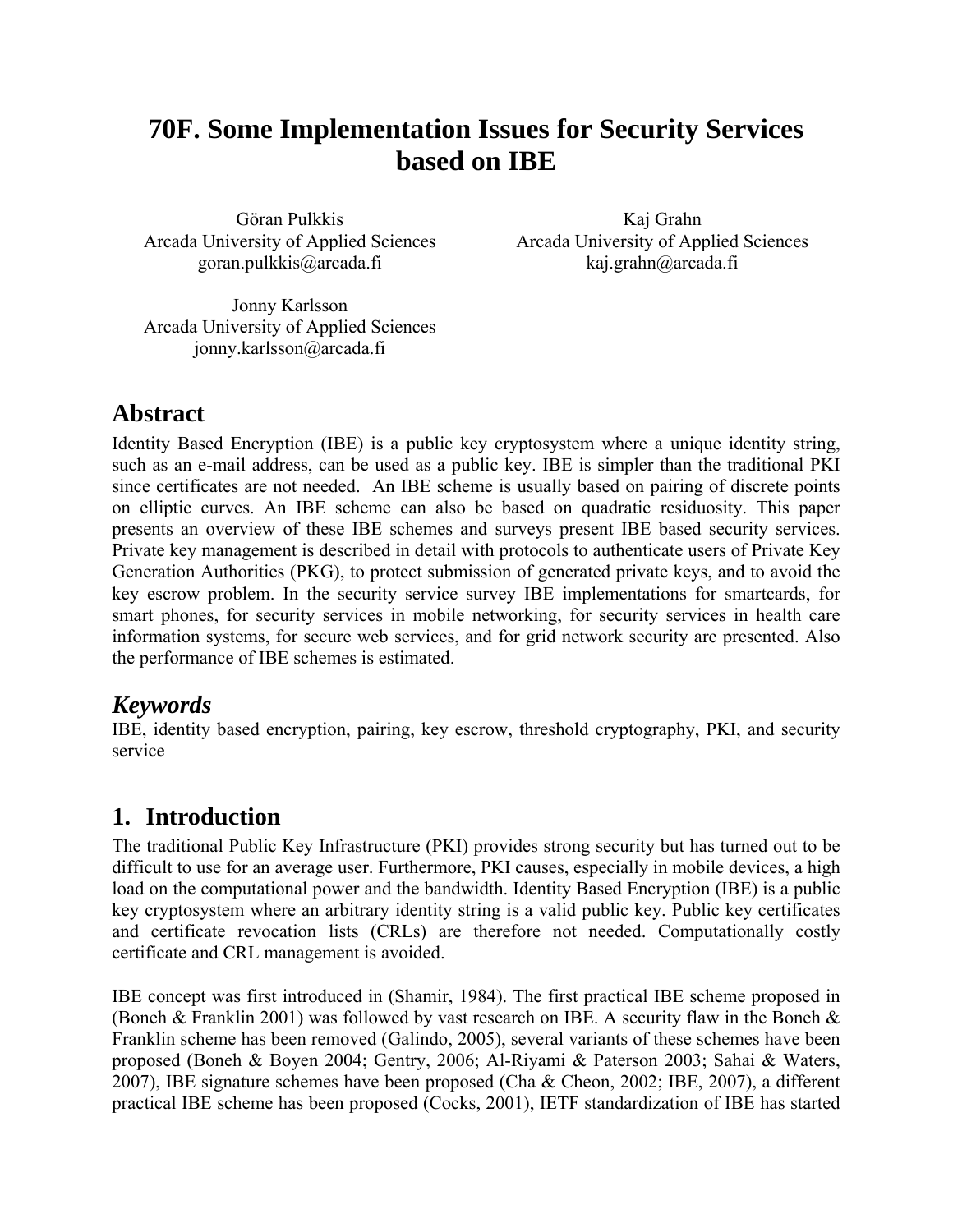# 70F. Some Implementation Issues for Security Services based on IBE

Göran Pulkkis
Arcada University of Applied Sciences
goran.pulkkis@arcada.fi

Kaj Grahn
Arcada University of Applied Sciences
kaj.grahn@arcada.fi

Jonny Karlsson
Arcada University of Applied Sciences
jonny.karlsson@arcada.fi

## Abstract

Identity Based Encryption (IBE) is a public key cryptosystem where a unique identity string, such as an e-mail address, can be used as a public key. IBE is simpler than the traditional PKI since certificates are not needed. An IBE scheme is usually based on pairing of discrete points on elliptic curves. An IBE scheme can also be based on quadratic residuosity. This paper presents an overview of these IBE schemes and surveys present IBE based security services. Private key management is described in detail with protocols to authenticate users of Private Key Generation Authorities (PKG), to protect submission of generated private keys, and to avoid the key escrow problem. In the security service survey IBE implementations for smartcards, for smart phones, for security services in mobile networking, for security services in health care information systems, for secure web services, and for grid network security are presented. Also the performance of IBE schemes is estimated.

## *Keywords*

IBE, identity based encryption, pairing, key escrow, threshold cryptography, PKI, and security service

## 1. Introduction

The traditional Public Key Infrastructure (PKI) provides strong security but has turned out to be difficult to use for an average user. Furthermore, PKI causes, especially in mobile devices, a high load on the computational power and the bandwidth. Identity Based Encryption (IBE) is a public key cryptosystem where an arbitrary identity string is a valid public key. Public key certificates and certificate revocation lists (CRLs) are therefore not needed. Computationally costly certificate and CRL management is avoided.

IBE concept was first introduced in (Shamir, 1984). The first practical IBE scheme proposed in (Boneh & Franklin 2001) was followed by vast research on IBE. A security flaw in the Boneh & Franklin scheme has been removed (Galindo, 2005), several variants of these schemes have been proposed (Boneh & Boyen 2004; Gentry, 2006; Al-Riyami & Paterson 2003; Sahai & Waters, 2007), IBE signature schemes have been proposed (Cha & Cheon, 2002; IBE, 2007), a different practical IBE scheme has been proposed (Cocks, 2001), IETF standardization of IBE has started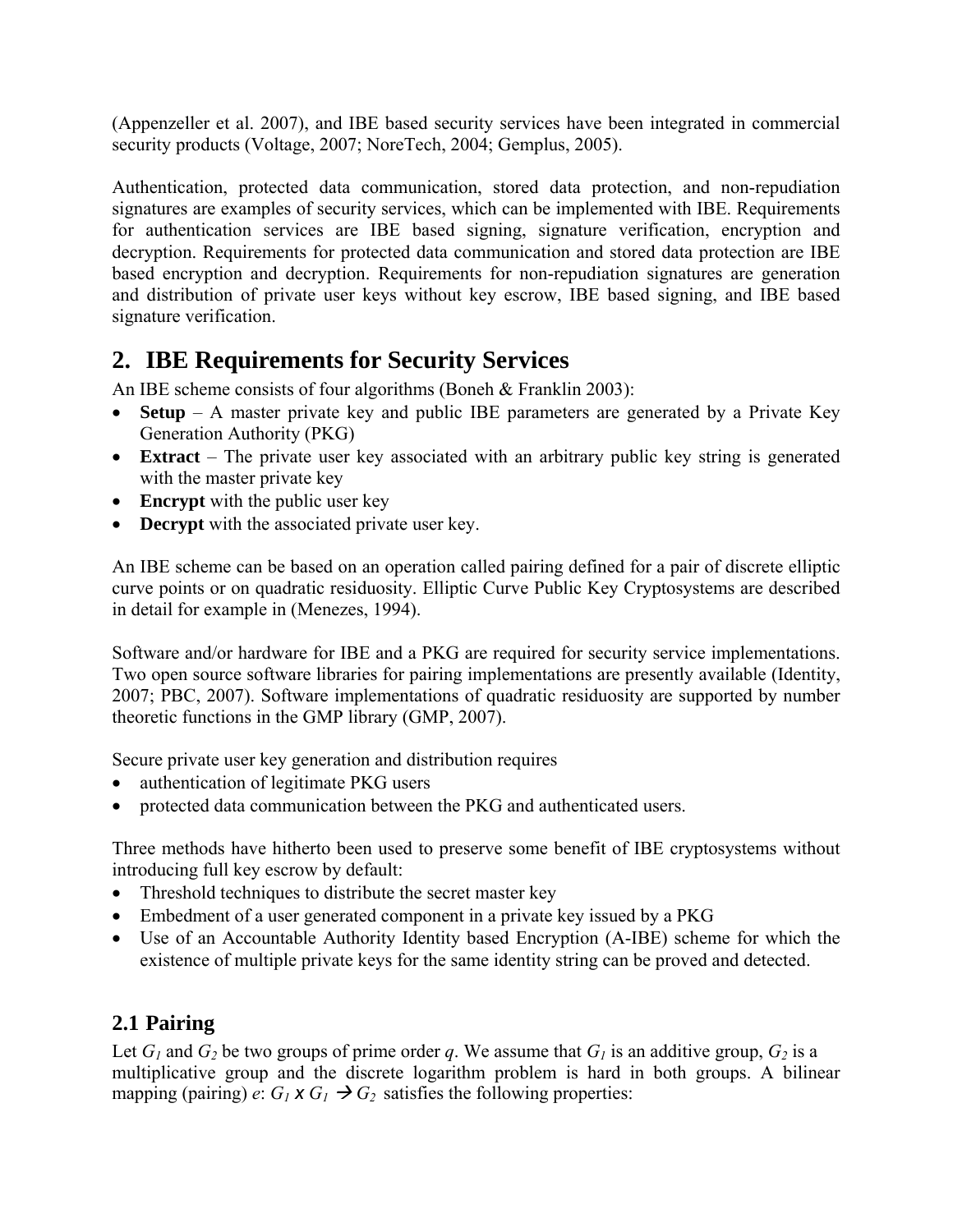(Appenzeller et al. 2007), and IBE based security services have been integrated in commercial security products (Voltage, 2007; NoreTech, 2004; Gemplus, 2005).

Authentication, protected data communication, stored data protection, and non-repudiation signatures are examples of security services, which can be implemented with IBE. Requirements for authentication services are IBE based signing, signature verification, encryption and decryption. Requirements for protected data communication and stored data protection are IBE based encryption and decryption. Requirements for non-repudiation signatures are generation and distribution of private user keys without key escrow, IBE based signing, and IBE based signature verification.

## 2. IBE Requirements for Security Services

An IBE scheme consists of four algorithms (Boneh & Franklin 2003):

- **Setup** – A master private key and public IBE parameters are generated by a Private Key Generation Authority (PKG)
- **Extract** – The private user key associated with an arbitrary public key string is generated with the master private key
- **Encrypt** with the public user key
- **Decrypt** with the associated private user key.

An IBE scheme can be based on an operation called pairing defined for a pair of discrete elliptic curve points or on quadratic residuosity. Elliptic Curve Public Key Cryptosystems are described in detail for example in (Menezes, 1994).

Software and/or hardware for IBE and a PKG are required for security service implementations. Two open source software libraries for pairing implementations are presently available (Identity, 2007; PBC, 2007). Software implementations of quadratic residuosity are supported by number theoretic functions in the GMP library (GMP, 2007).

Secure private user key generation and distribution requires

- authentication of legitimate PKG users
- protected data communication between the PKG and authenticated users.

Three methods have hitherto been used to preserve some benefit of IBE cryptosystems without introducing full key escrow by default:

- Threshold techniques to distribute the secret master key
- Embedment of a user generated component in a private key issued by a PKG
- Use of an Accountable Authority Identity based Encryption (A-IBE) scheme for which the existence of multiple private keys for the same identity string can be proved and detected.

### 2.1 Pairing

Let $G_1$ and $G_2$ be two groups of prime order $q$. We assume that $G_1$ is an additive group, $G_2$ is a multiplicative group and the discrete logarithm problem is hard in both groups. A bilinear mapping (pairing) $e$: $G_1 \times G_1 \rightarrow G_2$ satisfies the following properties: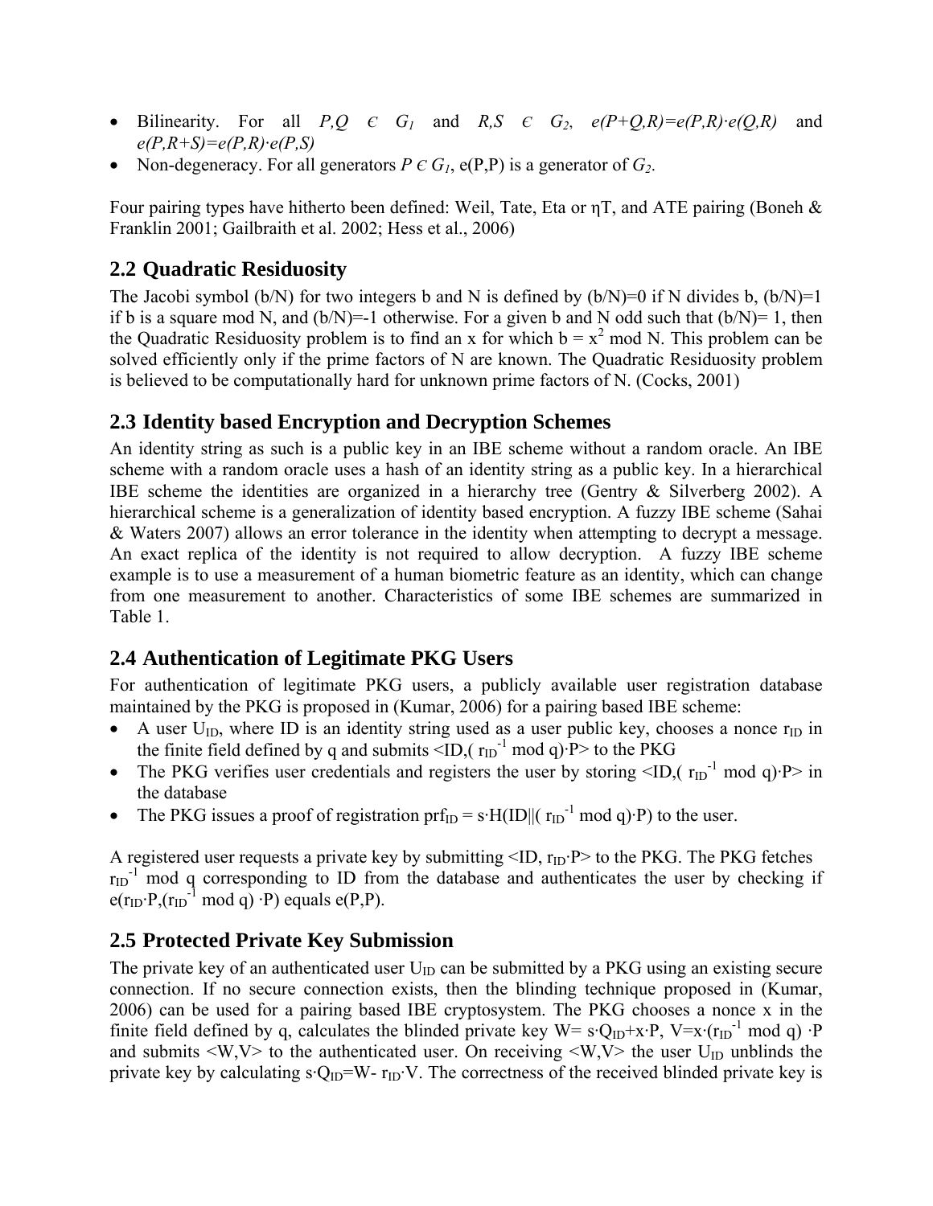- Bilinearity. For all $P,Q \in G_1$ and $R,S \in G_2$, $e(P+Q,R)=e(P,R)\cdot e(Q,R)$ and $e(P,R+S)=e(P,R)\cdot e(P,S)$
- Non-degeneracy. For all generators $P \in G_1$, e(P,P) is a generator of $G_2$.

Four pairing types have hitherto been defined: Weil, Tate, Eta or ηT, and ATE pairing (Boneh & Franklin 2001; Gailbraith et al. 2002; Hess et al., 2006)

## 2.2 Quadratic Residuosity

The Jacobi symbol (b/N) for two integers b and N is defined by (b/N)=0 if N divides b, (b/N)=1 if b is a square mod N, and (b/N)=-1 otherwise. For a given b and N odd such that (b/N)= 1, then the Quadratic Residuosity problem is to find an x for which $b = x^2 \bmod N$. This problem can be solved efficiently only if the prime factors of N are known. The Quadratic Residuosity problem is believed to be computationally hard for unknown prime factors of N. (Cocks, 2001)

## 2.3 Identity based Encryption and Decryption Schemes

An identity string as such is a public key in an IBE scheme without a random oracle. An IBE scheme with a random oracle uses a hash of an identity string as a public key. In a hierarchical IBE scheme the identities are organized in a hierarchy tree (Gentry & Silverberg 2002). A hierarchical scheme is a generalization of identity based encryption. A fuzzy IBE scheme (Sahai & Waters 2007) allows an error tolerance in the identity when attempting to decrypt a message. An exact replica of the identity is not required to allow decryption. A fuzzy IBE scheme example is to use a measurement of a human biometric feature as an identity, which can change from one measurement to another. Characteristics of some IBE schemes are summarized in Table 1.

## 2.4 Authentication of Legitimate PKG Users

For authentication of legitimate PKG users, a publicly available user registration database maintained by the PKG is proposed in (Kumar, 2006) for a pairing based IBE scheme:

- A user $U_{ID}$, where ID is an identity string used as a user public key, chooses a nonce $r_{ID}$ in the finite field defined by q and submits $\langle ID,(r_{ID}^{-1} \bmod q)\cdot P\rangle$ to the PKG
- The PKG verifies user credentials and registers the user by storing $\langle ID,(r_{ID}^{-1} \bmod q)\cdot P\rangle$ in the database
- The PKG issues a proof of registration $prf_{ID} = s\cdot H(ID||(r_{ID}^{-1} \bmod q)\cdot P)$ to the user.

A registered user requests a private key by submitting $\langle ID, r_{ID}\cdot P\rangle$ to the PKG. The PKG fetches $r_{ID}^{-1} \bmod q$ corresponding to ID from the database and authenticates the user by checking if $e(r_{ID}\cdot P,(r_{ID}^{-1} \bmod q)\cdot P)$ equals e(P,P).

## 2.5 Protected Private Key Submission

The private key of an authenticated user $U_{ID}$ can be submitted by a PKG using an existing secure connection. If no secure connection exists, then the blinding technique proposed in (Kumar, 2006) can be used for a pairing based IBE cryptosystem. The PKG chooses a nonce x in the finite field defined by q, calculates the blinded private key $W= s\cdot Q_{ID}+x\cdot P$, $V=x\cdot(r_{ID}^{-1} \bmod q)\cdot P$ and submits $\langle W,V\rangle$ to the authenticated user. On receiving $\langle W,V\rangle$ the user $U_{ID}$ unblinds the private key by calculating $s\cdot Q_{ID}=W- r_{ID}\cdot V$. The correctness of the received blinded private key is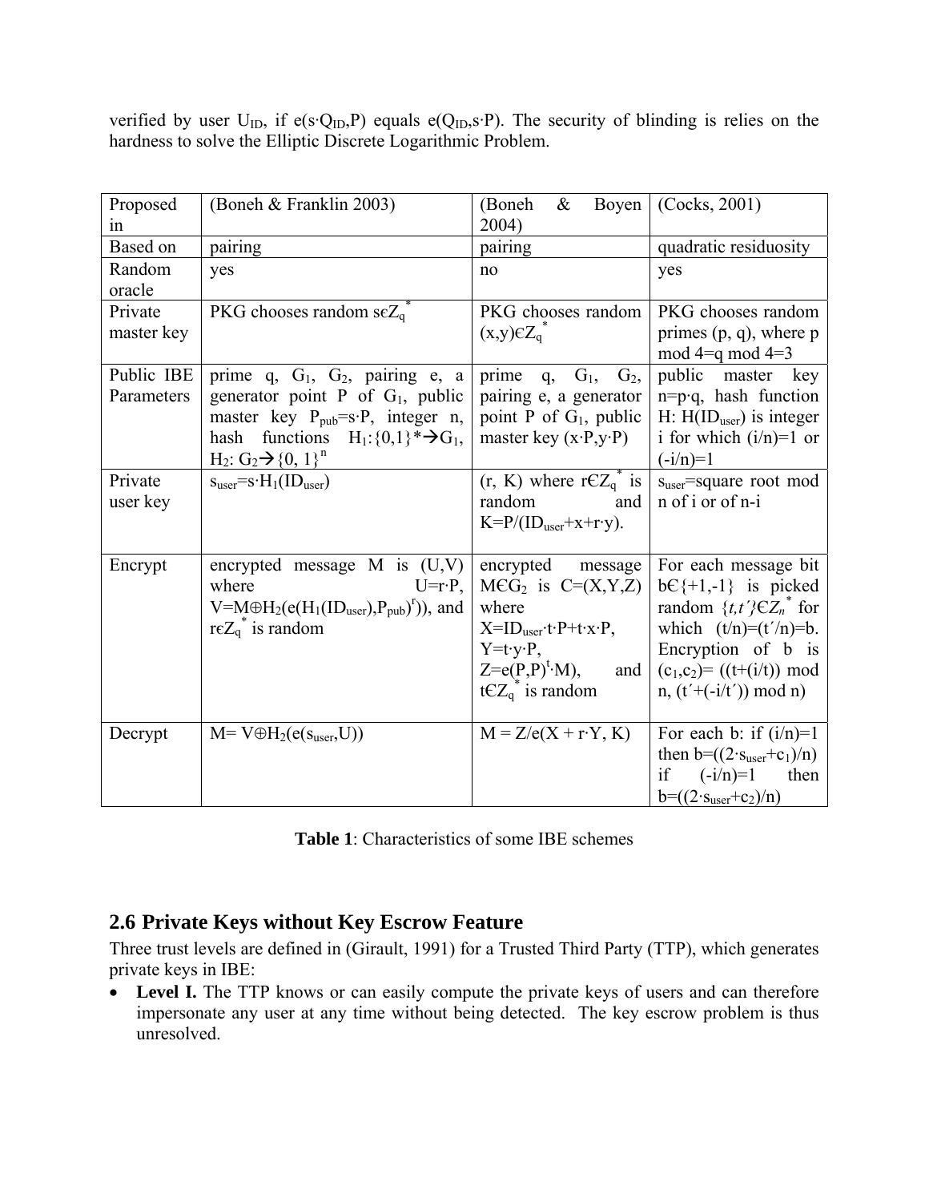verified by user $U_{ID}$, if $e(s \cdot Q_{ID}, P)$ equals $e(Q_{ID}, s \cdot P)$. The security of blinding is relies on the hardness to solve the Elliptic Discrete Logarithmic Problem.

| Proposed in | (Boneh & Franklin 2003) | (Boneh & Boyen 2004) | (Cocks, 2001) |
|---|---|---|---|
| Based on | pairing | pairing | quadratic residuosity |
| Random oracle | yes | no | yes |
| Private master key | PKG chooses random $s \in Z_q^*$ | PKG chooses random $(x,y) \in Z_q^*$ | PKG chooses random primes (p, q), where p mod 4=q mod 4=3 |
| Public IBE Parameters | prime q, $G_1$, $G_2$, pairing e, a generator point P of $G_1$, public master key $P_{pub}=s \cdot P$, integer n, hash functions $H_1:\{0,1\}^* \rightarrow G_1$, $H_2: G_2 \rightarrow \{0, 1\}^n$ | prime q, $G_1$, $G_2$, pairing e, a generator point P of $G_1$, public master key $(x \cdot P, y \cdot P)$ | public master key $n=p \cdot q$, hash function H: $H(ID_{user})$ is integer i for which $(i/n)=1$ or $(-i/n)=1$ |
| Private user key | $s_{user}=s \cdot H_1(ID_{user})$ | (r, K) where $r \in Z_q^*$ is random and $K=P/(ID_{user}+x+r \cdot y)$. | $s_{user}$=square root mod n of i or of n-i |
| Encrypt | encrypted message M is (U,V) where $U=r \cdot P$, $V=M \oplus H_2(e(H_1(ID_{user}),P_{pub})^r)$, and $r \in Z_q^*$ is random | encrypted message $M \in G_2$ is C=(X,Y,Z) where $X=ID_{user} \cdot t \cdot P+t \cdot x \cdot P$, $Y=t \cdot y \cdot P$, $Z=e(P,P)^t \cdot M)$, and $t \in Z_q^*$ is random | For each message bit $b \in \{+1,-1\}$ is picked random $\{t,t'\} \in Z_n^*$ for which $(t/n)=(t'/n)=b$. Encryption of b is $(c_1,c_2)=((t+(i/t)) \bmod n, (t'+(-i/t')) \bmod n)$ |
| Decrypt | $M= V \oplus H_2(e(s_{user},U))$ | $M = Z/e(X + r \cdot Y, K)$ | For each b: if $(i/n)=1$ then $b=((2 \cdot s_{user}+c_1)/n)$ if $(-i/n)=1$ then $b=((2 \cdot s_{user}+c_2)/n)$ |

**Table 1**: Characteristics of some IBE schemes

## 2.6 Private Keys without Key Escrow Feature

Three trust levels are defined in (Girault, 1991) for a Trusted Third Party (TTP), which generates private keys in IBE:

- **Level I.** The TTP knows or can easily compute the private keys of users and can therefore impersonate any user at any time without being detected. The key escrow problem is thus unresolved.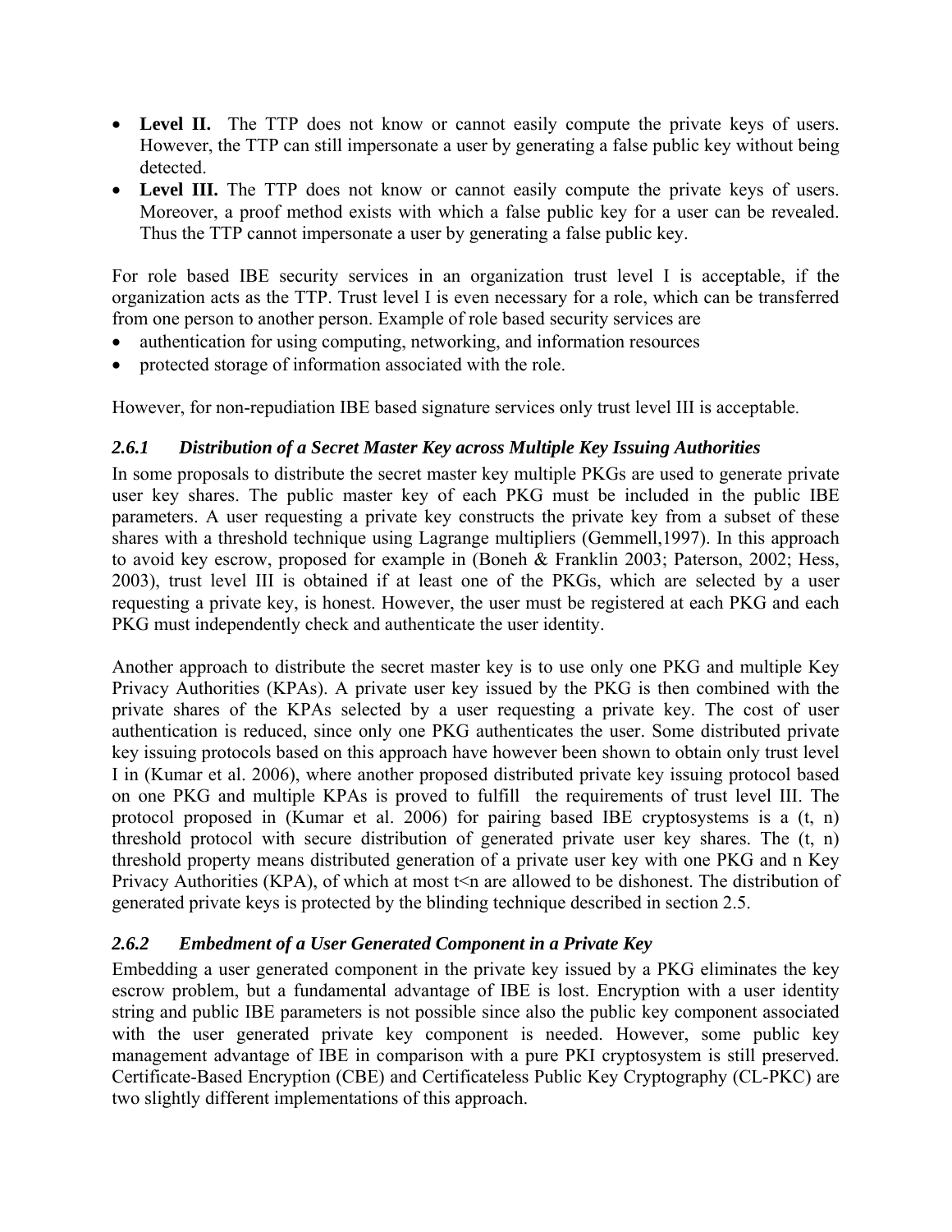- **Level II.** The TTP does not know or cannot easily compute the private keys of users. However, the TTP can still impersonate a user by generating a false public key without being detected.
- **Level III.** The TTP does not know or cannot easily compute the private keys of users. Moreover, a proof method exists with which a false public key for a user can be revealed. Thus the TTP cannot impersonate a user by generating a false public key.

For role based IBE security services in an organization trust level I is acceptable, if the organization acts as the TTP. Trust level I is even necessary for a role, which can be transferred from one person to another person. Example of role based security services are

- authentication for using computing, networking, and information resources
- protected storage of information associated with the role.

However, for non-repudiation IBE based signature services only trust level III is acceptable.

### *2.6.1 Distribution of a Secret Master Key across Multiple Key Issuing Authorities*

In some proposals to distribute the secret master key multiple PKGs are used to generate private user key shares. The public master key of each PKG must be included in the public IBE parameters. A user requesting a private key constructs the private key from a subset of these shares with a threshold technique using Lagrange multipliers (Gemmell,1997). In this approach to avoid key escrow, proposed for example in (Boneh & Franklin 2003; Paterson, 2002; Hess, 2003), trust level III is obtained if at least one of the PKGs, which are selected by a user requesting a private key, is honest. However, the user must be registered at each PKG and each PKG must independently check and authenticate the user identity.

Another approach to distribute the secret master key is to use only one PKG and multiple Key Privacy Authorities (KPAs). A private user key issued by the PKG is then combined with the private shares of the KPAs selected by a user requesting a private key. The cost of user authentication is reduced, since only one PKG authenticates the user. Some distributed private key issuing protocols based on this approach have however been shown to obtain only trust level I in (Kumar et al. 2006), where another proposed distributed private key issuing protocol based on one PKG and multiple KPAs is proved to fulfill the requirements of trust level III. The protocol proposed in (Kumar et al. 2006) for pairing based IBE cryptosystems is a (t, n) threshold protocol with secure distribution of generated private user key shares. The (t, n) threshold property means distributed generation of a private user key with one PKG and n Key Privacy Authorities (KPA), of which at most $t<n$ are allowed to be dishonest. The distribution of generated private keys is protected by the blinding technique described in section 2.5.

### *2.6.2 Embedment of a User Generated Component in a Private Key*

Embedding a user generated component in the private key issued by a PKG eliminates the key escrow problem, but a fundamental advantage of IBE is lost. Encryption with a user identity string and public IBE parameters is not possible since also the public key component associated with the user generated private key component is needed. However, some public key management advantage of IBE in comparison with a pure PKI cryptosystem is still preserved. Certificate-Based Encryption (CBE) and Certificateless Public Key Cryptography (CL-PKC) are two slightly different implementations of this approach.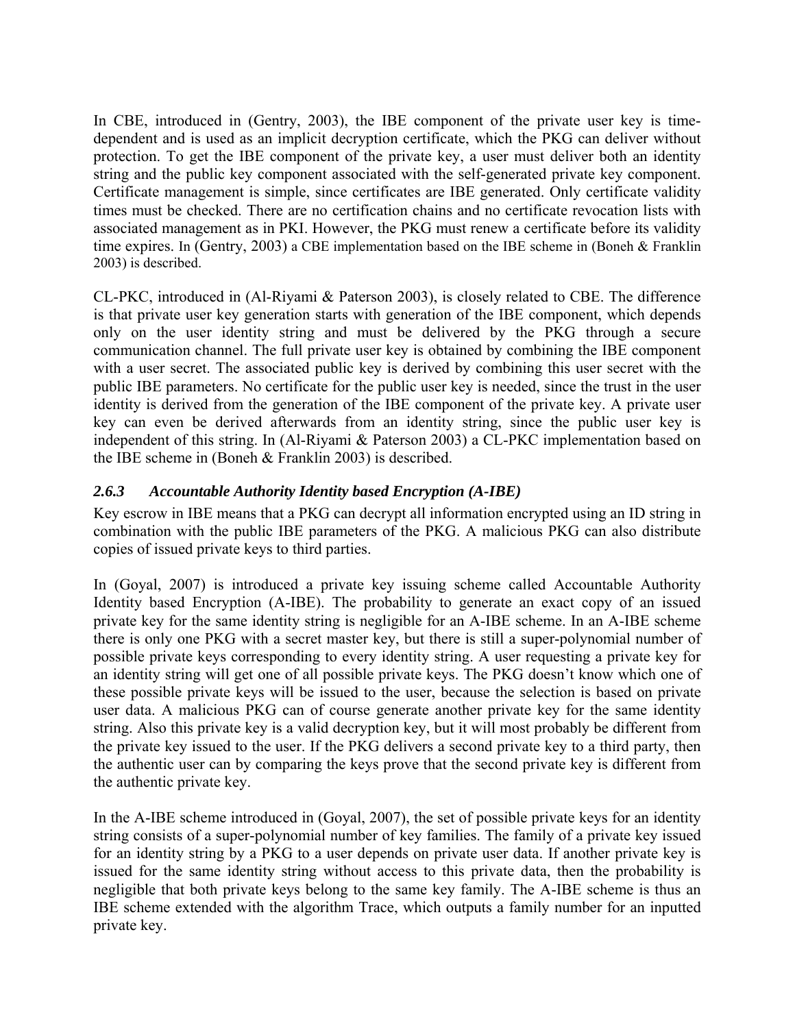In CBE, introduced in (Gentry, 2003), the IBE component of the private user key is time-dependent and is used as an implicit decryption certificate, which the PKG can deliver without protection. To get the IBE component of the private key, a user must deliver both an identity string and the public key component associated with the self-generated private key component. Certificate management is simple, since certificates are IBE generated. Only certificate validity times must be checked. There are no certification chains and no certificate revocation lists with associated management as in PKI. However, the PKG must renew a certificate before its validity time expires. In (Gentry, 2003) a CBE implementation based on the IBE scheme in (Boneh & Franklin 2003) is described.

CL-PKC, introduced in (Al-Riyami & Paterson 2003), is closely related to CBE. The difference is that private user key generation starts with generation of the IBE component, which depends only on the user identity string and must be delivered by the PKG through a secure communication channel. The full private user key is obtained by combining the IBE component with a user secret. The associated public key is derived by combining this user secret with the public IBE parameters. No certificate for the public user key is needed, since the trust in the user identity is derived from the generation of the IBE component of the private key. A private user key can even be derived afterwards from an identity string, since the public user key is independent of this string. In (Al-Riyami & Paterson 2003) a CL-PKC implementation based on the IBE scheme in (Boneh & Franklin 2003) is described.

### *2.6.3 Accountable Authority Identity based Encryption (A-IBE)*

Key escrow in IBE means that a PKG can decrypt all information encrypted using an ID string in combination with the public IBE parameters of the PKG. A malicious PKG can also distribute copies of issued private keys to third parties.

In (Goyal, 2007) is introduced a private key issuing scheme called Accountable Authority Identity based Encryption (A-IBE). The probability to generate an exact copy of an issued private key for the same identity string is negligible for an A-IBE scheme. In an A-IBE scheme there is only one PKG with a secret master key, but there is still a super-polynomial number of possible private keys corresponding to every identity string. A user requesting a private key for an identity string will get one of all possible private keys. The PKG doesn't know which one of these possible private keys will be issued to the user, because the selection is based on private user data. A malicious PKG can of course generate another private key for the same identity string. Also this private key is a valid decryption key, but it will most probably be different from the private key issued to the user. If the PKG delivers a second private key to a third party, then the authentic user can by comparing the keys prove that the second private key is different from the authentic private key.

In the A-IBE scheme introduced in (Goyal, 2007), the set of possible private keys for an identity string consists of a super-polynomial number of key families. The family of a private key issued for an identity string by a PKG to a user depends on private user data. If another private key is issued for the same identity string without access to this private data, then the probability is negligible that both private keys belong to the same key family. The A-IBE scheme is thus an IBE scheme extended with the algorithm Trace, which outputs a family number for an inputted private key.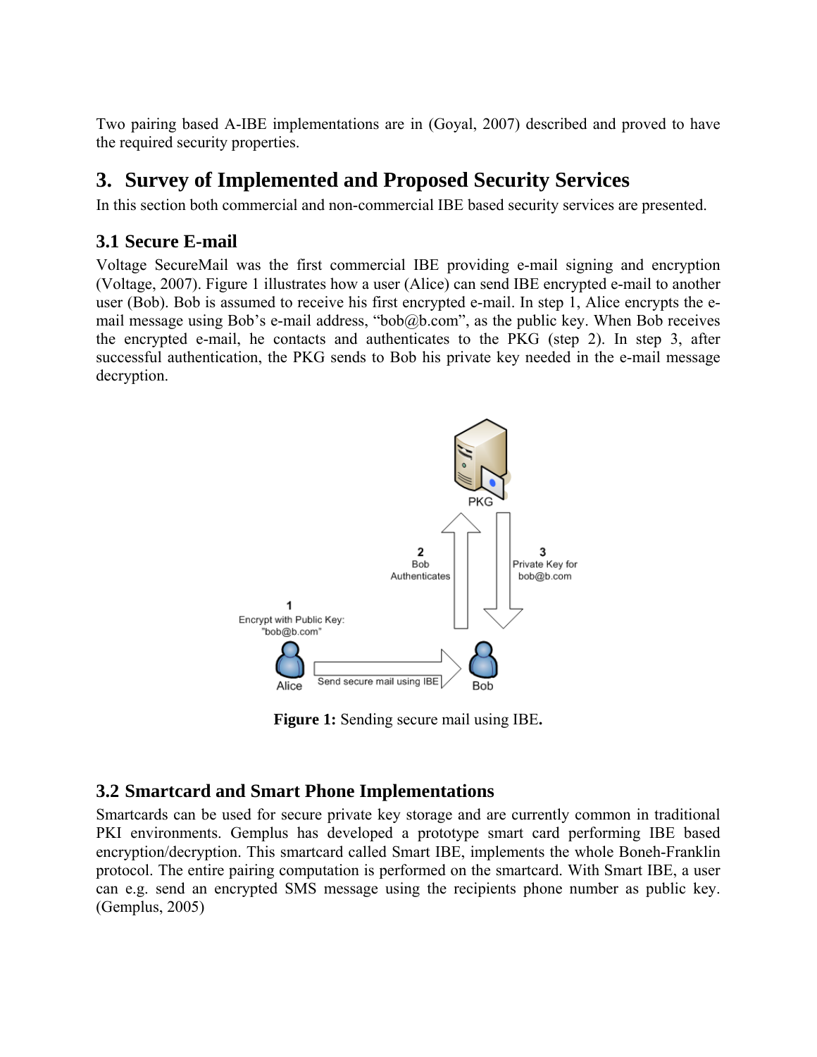Two pairing based A-IBE implementations are in (Goyal, 2007) described and proved to have the required security properties.

# 3. Survey of Implemented and Proposed Security Services

In this section both commercial and non-commercial IBE based security services are presented.

## 3.1 Secure E-mail

Voltage SecureMail was the first commercial IBE providing e-mail signing and encryption (Voltage, 2007). Figure 1 illustrates how a user (Alice) can send IBE encrypted e-mail to another user (Bob). Bob is assumed to receive his first encrypted e-mail. In step 1, Alice encrypts the e-mail message using Bob's e-mail address, "bob@b.com", as the public key. When Bob receives the encrypted e-mail, he contacts and authenticates to the PKG (step 2). In step 3, after successful authentication, the PKG sends to Bob his private key needed in the e-mail message decryption.

**Figure 1:** Sending secure mail using IBE**.**

## 3.2 Smartcard and Smart Phone Implementations

Smartcards can be used for secure private key storage and are currently common in traditional PKI environments. Gemplus has developed a prototype smart card performing IBE based encryption/decryption. This smartcard called Smart IBE, implements the whole Boneh-Franklin protocol. The entire pairing computation is performed on the smartcard. With Smart IBE, a user can e.g. send an encrypted SMS message using the recipients phone number as public key. (Gemplus, 2005)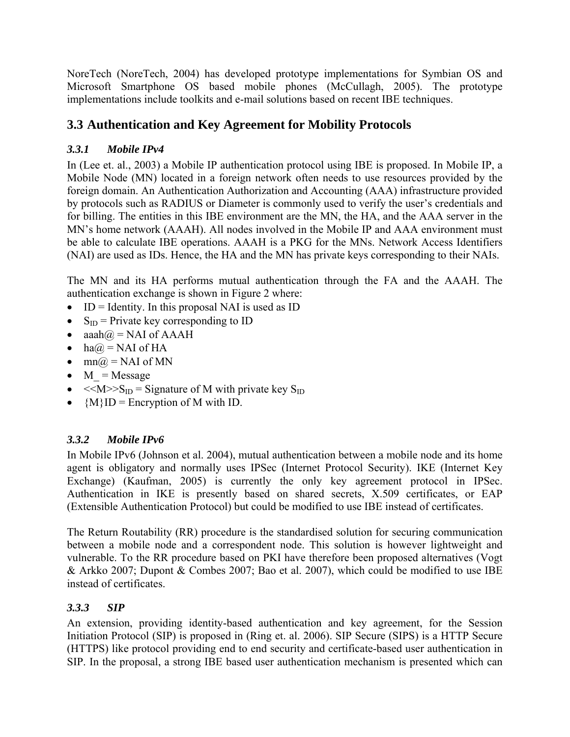NoreTech (NoreTech, 2004) has developed prototype implementations for Symbian OS and Microsoft Smartphone OS based mobile phones (McCullagh, 2005). The prototype implementations include toolkits and e-mail solutions based on recent IBE techniques.

## 3.3 Authentication and Key Agreement for Mobility Protocols

### *3.3.1 Mobile IPv4*

In (Lee et. al., 2003) a Mobile IP authentication protocol using IBE is proposed. In Mobile IP, a Mobile Node (MN) located in a foreign network often needs to use resources provided by the foreign domain. An Authentication Authorization and Accounting (AAA) infrastructure provided by protocols such as RADIUS or Diameter is commonly used to verify the user's credentials and for billing. The entities in this IBE environment are the MN, the HA, and the AAA server in the MN's home network (AAAH). All nodes involved in the Mobile IP and AAA environment must be able to calculate IBE operations. AAAH is a PKG for the MNs. Network Access Identifiers (NAI) are used as IDs. Hence, the HA and the MN has private keys corresponding to their NAIs.

The MN and its HA performs mutual authentication through the FA and the AAAH. The authentication exchange is shown in Figure 2 where:

- ID = Identity. In this proposal NAI is used as ID
- $S_{ID}$ = Private key corresponding to ID
- aaah@ = NAI of AAAH
- ha@ = NAI of HA
- mn@ = NAI of MN
- M_ = Message
- <<M>>$S_{ID}$ = Signature of M with private key $S_{ID}$
- {M}ID = Encryption of M with ID.

### *3.3.2 Mobile IPv6*

In Mobile IPv6 (Johnson et al. 2004), mutual authentication between a mobile node and its home agent is obligatory and normally uses IPSec (Internet Protocol Security). IKE (Internet Key Exchange) (Kaufman, 2005) is currently the only key agreement protocol in IPSec. Authentication in IKE is presently based on shared secrets, X.509 certificates, or EAP (Extensible Authentication Protocol) but could be modified to use IBE instead of certificates.

The Return Routability (RR) procedure is the standardised solution for securing communication between a mobile node and a correspondent node. This solution is however lightweight and vulnerable. To the RR procedure based on PKI have therefore been proposed alternatives (Vogt & Arkko 2007; Dupont & Combes 2007; Bao et al. 2007), which could be modified to use IBE instead of certificates.

### *3.3.3 SIP*

An extension, providing identity-based authentication and key agreement, for the Session Initiation Protocol (SIP) is proposed in (Ring et. al. 2006). SIP Secure (SIPS) is a HTTP Secure (HTTPS) like protocol providing end to end security and certificate-based user authentication in SIP. In the proposal, a strong IBE based user authentication mechanism is presented which can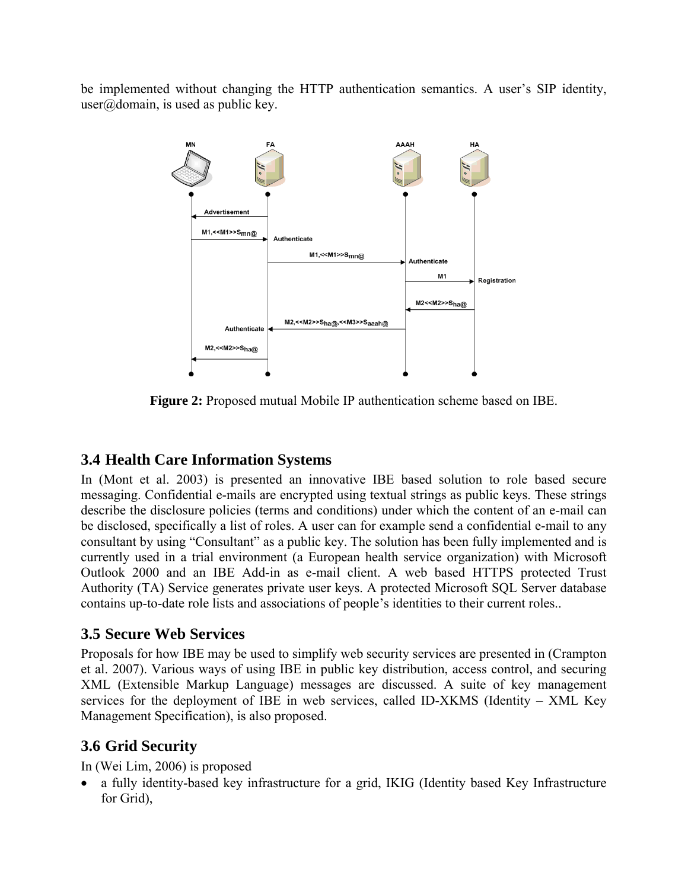be implemented without changing the HTTP authentication semantics. A user's SIP identity, user@domain, is used as public key.

**Figure 2:** Proposed mutual Mobile IP authentication scheme based on IBE.

## 3.4 Health Care Information Systems

In (Mont et al. 2003) is presented an innovative IBE based solution to role based secure messaging. Confidential e-mails are encrypted using textual strings as public keys. These strings describe the disclosure policies (terms and conditions) under which the content of an e-mail can be disclosed, specifically a list of roles. A user can for example send a confidential e-mail to any consultant by using "Consultant" as a public key. The solution has been fully implemented and is currently used in a trial environment (a European health service organization) with Microsoft Outlook 2000 and an IBE Add-in as e-mail client. A web based HTTPS protected Trust Authority (TA) Service generates private user keys. A protected Microsoft SQL Server database contains up-to-date role lists and associations of people's identities to their current roles..

## 3.5 Secure Web Services

Proposals for how IBE may be used to simplify web security services are presented in (Crampton et al. 2007). Various ways of using IBE in public key distribution, access control, and securing XML (Extensible Markup Language) messages are discussed. A suite of key management services for the deployment of IBE in web services, called ID-XKMS (Identity – XML Key Management Specification), is also proposed.

## 3.6 Grid Security

In (Wei Lim, 2006) is proposed

- a fully identity-based key infrastructure for a grid, IKIG (Identity based Key Infrastructure for Grid),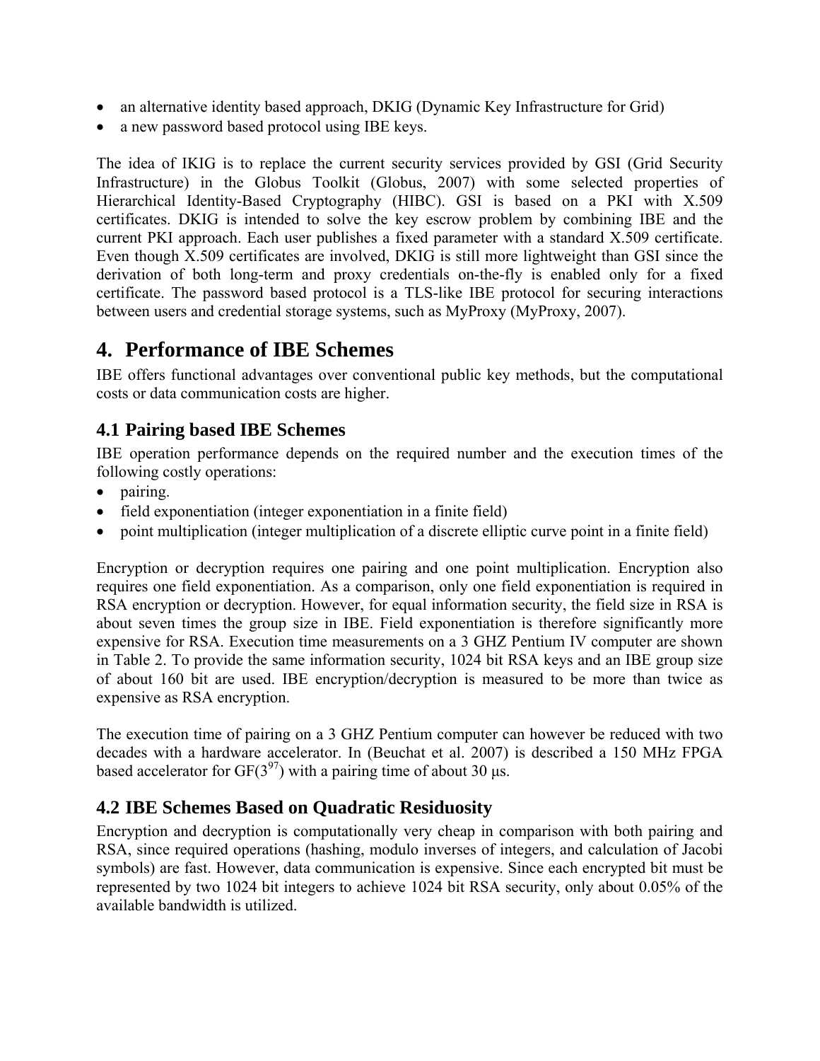- an alternative identity based approach, DKIG (Dynamic Key Infrastructure for Grid)
- a new password based protocol using IBE keys.

The idea of IKIG is to replace the current security services provided by GSI (Grid Security Infrastructure) in the Globus Toolkit (Globus, 2007) with some selected properties of Hierarchical Identity-Based Cryptography (HIBC). GSI is based on a PKI with X.509 certificates. DKIG is intended to solve the key escrow problem by combining IBE and the current PKI approach. Each user publishes a fixed parameter with a standard X.509 certificate. Even though X.509 certificates are involved, DKIG is still more lightweight than GSI since the derivation of both long-term and proxy credentials on-the-fly is enabled only for a fixed certificate. The password based protocol is a TLS-like IBE protocol for securing interactions between users and credential storage systems, such as MyProxy (MyProxy, 2007).

# 4. Performance of IBE Schemes

IBE offers functional advantages over conventional public key methods, but the computational costs or data communication costs are higher.

## 4.1 Pairing based IBE Schemes

IBE operation performance depends on the required number and the execution times of the following costly operations:

- pairing.
- field exponentiation (integer exponentiation in a finite field)
- point multiplication (integer multiplication of a discrete elliptic curve point in a finite field)

Encryption or decryption requires one pairing and one point multiplication. Encryption also requires one field exponentiation. As a comparison, only one field exponentiation is required in RSA encryption or decryption. However, for equal information security, the field size in RSA is about seven times the group size in IBE. Field exponentiation is therefore significantly more expensive for RSA. Execution time measurements on a 3 GHZ Pentium IV computer are shown in Table 2. To provide the same information security, 1024 bit RSA keys and an IBE group size of about 160 bit are used. IBE encryption/decryption is measured to be more than twice as expensive as RSA encryption.

The execution time of pairing on a 3 GHZ Pentium computer can however be reduced with two decades with a hardware accelerator. In (Beuchat et al. 2007) is described a 150 MHz FPGA based accelerator for $GF(3^{97})$ with a pairing time of about 30 µs.

## 4.2 IBE Schemes Based on Quadratic Residuosity

Encryption and decryption is computationally very cheap in comparison with both pairing and RSA, since required operations (hashing, modulo inverses of integers, and calculation of Jacobi symbols) are fast. However, data communication is expensive. Since each encrypted bit must be represented by two 1024 bit integers to achieve 1024 bit RSA security, only about 0.05% of the available bandwidth is utilized.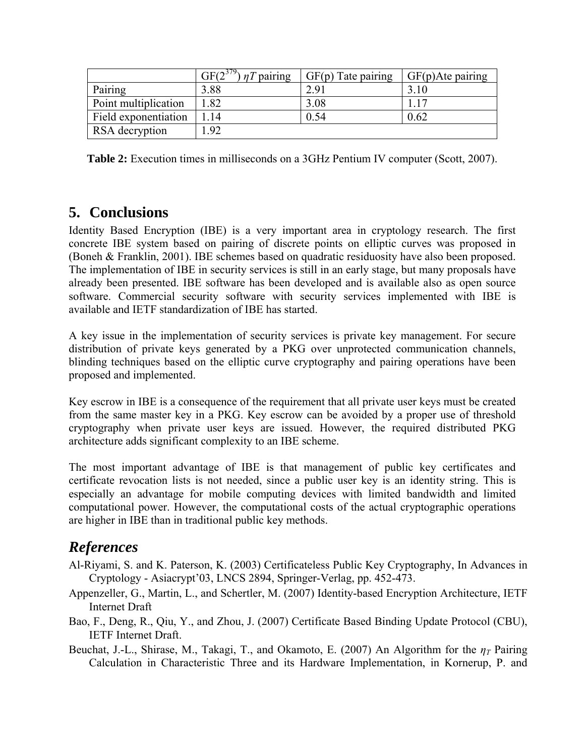| | GF($2^{379}$) $\eta T$ pairing | GF(p) Tate pairing | GF(p)Ate pairing |
|---|---|---|---|
| Pairing | 3.88 | 2.91 | 3.10 |
| Point multiplication | 1.82 | 3.08 | 1.17 |
| Field exponentiation | 1.14 | 0.54 | 0.62 |
| RSA decryption | 1.92 | | |

**Table 2:** Execution times in milliseconds on a 3GHz Pentium IV computer (Scott, 2007).

## 5. Conclusions

Identity Based Encryption (IBE) is a very important area in cryptology research. The first concrete IBE system based on pairing of discrete points on elliptic curves was proposed in (Boneh & Franklin, 2001). IBE schemes based on quadratic residuosity have also been proposed. The implementation of IBE in security services is still in an early stage, but many proposals have already been presented. IBE software has been developed and is available also as open source software. Commercial security software with security services implemented with IBE is available and IETF standardization of IBE has started.

A key issue in the implementation of security services is private key management. For secure distribution of private keys generated by a PKG over unprotected communication channels, blinding techniques based on the elliptic curve cryptography and pairing operations have been proposed and implemented.

Key escrow in IBE is a consequence of the requirement that all private user keys must be created from the same master key in a PKG. Key escrow can be avoided by a proper use of threshold cryptography when private user keys are issued. However, the required distributed PKG architecture adds significant complexity to an IBE scheme.

The most important advantage of IBE is that management of public key certificates and certificate revocation lists is not needed, since a public user key is an identity string. This is especially an advantage for mobile computing devices with limited bandwidth and limited computational power. However, the computational costs of the actual cryptographic operations are higher in IBE than in traditional public key methods.

## *References*

Al-Riyami, S. and K. Paterson, K. (2003) Certificateless Public Key Cryptography, In Advances in Cryptology - Asiacrypt'03, LNCS 2894, Springer-Verlag, pp. 452-473.

Appenzeller, G., Martin, L., and Schertler, M. (2007) Identity-based Encryption Architecture, IETF Internet Draft

Bao, F., Deng, R., Qiu, Y., and Zhou, J. (2007) Certificate Based Binding Update Protocol (CBU), IETF Internet Draft.

Beuchat, J.-L., Shirase, M., Takagi, T., and Okamoto, E. (2007) An Algorithm for the $\eta_T$ Pairing Calculation in Characteristic Three and its Hardware Implementation, in Kornerup, P. and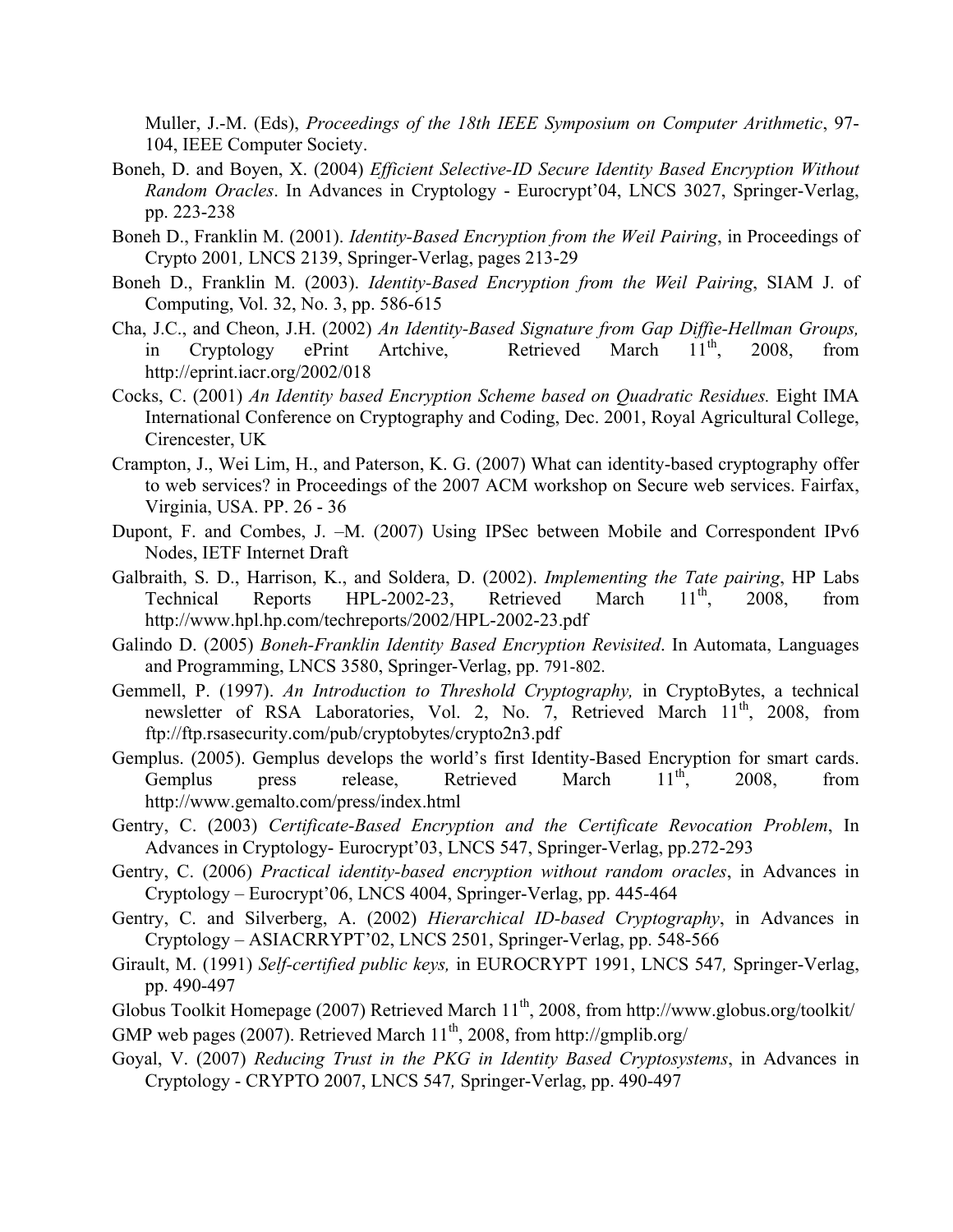Muller, J.-M. (Eds), *Proceedings of the 18th IEEE Symposium on Computer Arithmetic*, 97-104, IEEE Computer Society.

Boneh, D. and Boyen, X. (2004) *Efficient Selective-ID Secure Identity Based Encryption Without Random Oracles*. In Advances in Cryptology - Eurocrypt'04, LNCS 3027, Springer-Verlag, pp. 223-238

Boneh D., Franklin M. (2001). *Identity-Based Encryption from the Weil Pairing*, in Proceedings of Crypto 2001*,* LNCS 2139, Springer-Verlag, pages 213-29

Boneh D., Franklin M. (2003). *Identity-Based Encryption from the Weil Pairing*, SIAM J. of Computing, Vol. 32, No. 3, pp. 586-615

Cha, J.C., and Cheon, J.H. (2002) *An Identity-Based Signature from Gap Diffie-Hellman Groups,* in Cryptology ePrint Artchive, Retrieved March 11th, 2008, from http://eprint.iacr.org/2002/018

Cocks, C. (2001) *An Identity based Encryption Scheme based on Quadratic Residues.* Eight IMA International Conference on Cryptography and Coding, Dec. 2001, Royal Agricultural College, Cirencester, UK

Crampton, J., Wei Lim, H., and Paterson, K. G. (2007) What can identity-based cryptography offer to web services? in Proceedings of the 2007 ACM workshop on Secure web services. Fairfax, Virginia, USA. PP. 26 - 36

Dupont, F. and Combes, J. –M. (2007) Using IPSec between Mobile and Correspondent IPv6 Nodes, IETF Internet Draft

Galbraith, S. D., Harrison, K., and Soldera, D. (2002). *Implementing the Tate pairing*, HP Labs Technical Reports HPL-2002-23, Retrieved March 11th, 2008, from http://www.hpl.hp.com/techreports/2002/HPL-2002-23.pdf

Galindo D. (2005) *Boneh-Franklin Identity Based Encryption Revisited*. In Automata, Languages and Programming, LNCS 3580, Springer-Verlag, pp. 791-802.

Gemmell, P. (1997). *An Introduction to Threshold Cryptography,* in CryptoBytes, a technical newsletter of RSA Laboratories, Vol. 2, No. 7, Retrieved March 11th, 2008, from ftp://ftp.rsasecurity.com/pub/cryptobytes/crypto2n3.pdf

Gemplus. (2005). Gemplus develops the world's first Identity-Based Encryption for smart cards. Gemplus press release, Retrieved March 11th, 2008, from http://www.gemalto.com/press/index.html

Gentry, C. (2003) *Certificate-Based Encryption and the Certificate Revocation Problem*, In Advances in Cryptology- Eurocrypt'03, LNCS 547, Springer-Verlag, pp.272-293

Gentry, C. (2006) *Practical identity-based encryption without random oracles*, in Advances in Cryptology – Eurocrypt'06, LNCS 4004, Springer-Verlag, pp. 445-464

Gentry, C. and Silverberg, A. (2002) *Hierarchical ID-based Cryptography*, in Advances in Cryptology – ASIACRRYPT'02, LNCS 2501, Springer-Verlag, pp. 548-566

Girault, M. (1991) *Self-certified public keys,* in EUROCRYPT 1991, LNCS 547*,* Springer-Verlag, pp. 490-497

Globus Toolkit Homepage (2007) Retrieved March 11th, 2008, from http://www.globus.org/toolkit/

GMP web pages (2007). Retrieved March 11th, 2008, from http://gmplib.org/

Goyal, V. (2007) *Reducing Trust in the PKG in Identity Based Cryptosystems*, in Advances in Cryptology - CRYPTO 2007, LNCS 547*,* Springer-Verlag, pp. 490-497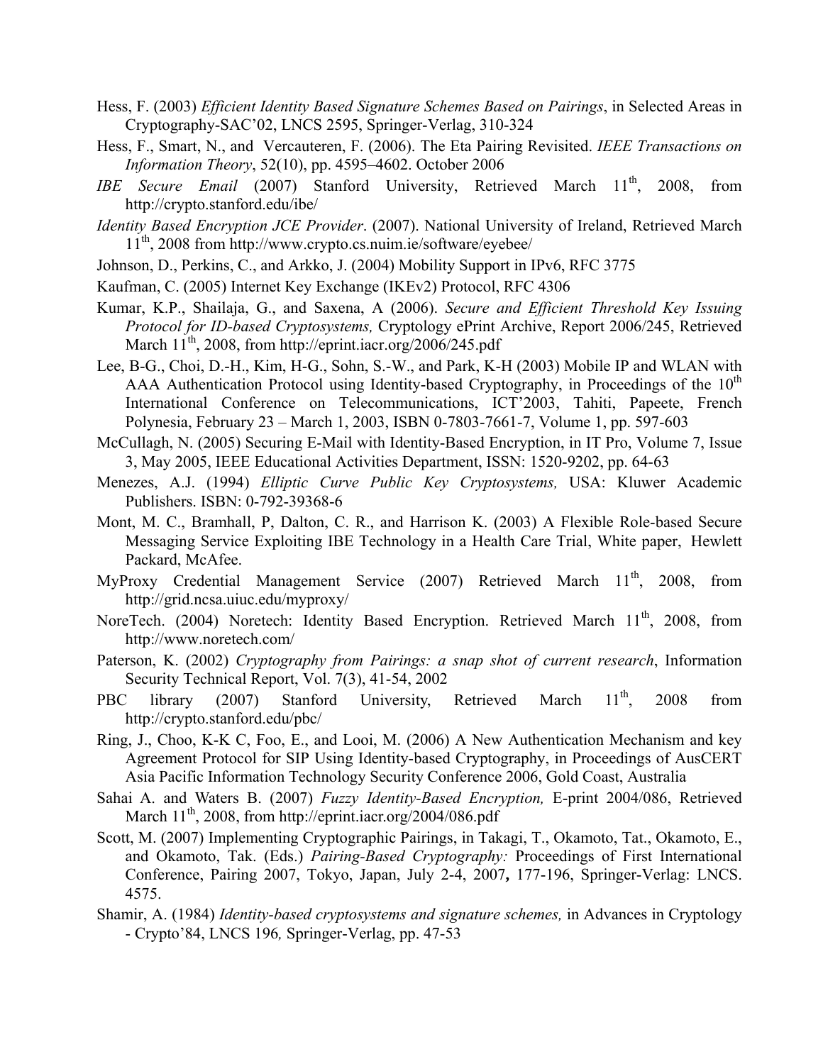Hess, F. (2003) *Efficient Identity Based Signature Schemes Based on Pairings*, in Selected Areas in Cryptography-SAC'02, LNCS 2595, Springer-Verlag, 310-324

Hess, F., Smart, N., and Vercauteren, F. (2006). The Eta Pairing Revisited. *IEEE Transactions on Information Theory*, 52(10), pp. 4595–4602. October 2006

*IBE Secure Email* (2007) Stanford University, Retrieved March 11th, 2008, from http://crypto.stanford.edu/ibe/

*Identity Based Encryption JCE Provider*. (2007). National University of Ireland, Retrieved March 11th, 2008 from http://www.crypto.cs.nuim.ie/software/eyebee/

Johnson, D., Perkins, C., and Arkko, J. (2004) Mobility Support in IPv6, RFC 3775

Kaufman, C. (2005) Internet Key Exchange (IKEv2) Protocol, RFC 4306

Kumar, K.P., Shailaja, G., and Saxena, A (2006). *Secure and Efficient Threshold Key Issuing Protocol for ID-based Cryptosystems,* Cryptology ePrint Archive, Report 2006/245, Retrieved March 11th, 2008, from http://eprint.iacr.org/2006/245.pdf

Lee, B-G., Choi, D.-H., Kim, H-G., Sohn, S.-W., and Park, K-H (2003) Mobile IP and WLAN with AAA Authentication Protocol using Identity-based Cryptography, in Proceedings of the 10th International Conference on Telecommunications, ICT'2003, Tahiti, Papeete, French Polynesia, February 23 – March 1, 2003, ISBN 0-7803-7661-7, Volume 1, pp. 597-603

McCullagh, N. (2005) Securing E-Mail with Identity-Based Encryption, in IT Pro, Volume 7, Issue 3, May 2005, IEEE Educational Activities Department, ISSN: 1520-9202, pp. 64-63

Menezes, A.J. (1994) *Elliptic Curve Public Key Cryptosystems,* USA: Kluwer Academic Publishers. ISBN: 0-792-39368-6

Mont, M. C., Bramhall, P, Dalton, C. R., and Harrison K. (2003) A Flexible Role-based Secure Messaging Service Exploiting IBE Technology in a Health Care Trial, White paper, Hewlett Packard, McAfee.

MyProxy Credential Management Service (2007) Retrieved March 11th, 2008, from http://grid.ncsa.uiuc.edu/myproxy/

NoreTech. (2004) Noretech: Identity Based Encryption. Retrieved March 11th, 2008, from http://www.noretech.com/

Paterson, K. (2002) *Cryptography from Pairings: a snap shot of current research*, Information Security Technical Report, Vol. 7(3), 41-54, 2002

PBC library (2007) Stanford University, Retrieved March 11th, 2008 from http://crypto.stanford.edu/pbc/

Ring, J., Choo, K-K C, Foo, E., and Looi, M. (2006) A New Authentication Mechanism and key Agreement Protocol for SIP Using Identity-based Cryptography, in Proceedings of AusCERT Asia Pacific Information Technology Security Conference 2006, Gold Coast, Australia

Sahai A. and Waters B. (2007) *Fuzzy Identity-Based Encryption,* E-print 2004/086, Retrieved March 11th, 2008, from http://eprint.iacr.org/2004/086.pdf

Scott, M. (2007) Implementing Cryptographic Pairings, in Takagi, T., Okamoto, Tat., Okamoto, E., and Okamoto, Tak. (Eds.) *Pairing-Based Cryptography:* Proceedings of First International Conference, Pairing 2007, Tokyo, Japan, July 2-4, 2007**,** 177-196, Springer-Verlag: LNCS. 4575.

Shamir, A. (1984) *Identity-based cryptosystems and signature schemes,* in Advances in Cryptology - Crypto'84, LNCS 196*,* Springer-Verlag, pp. 47-53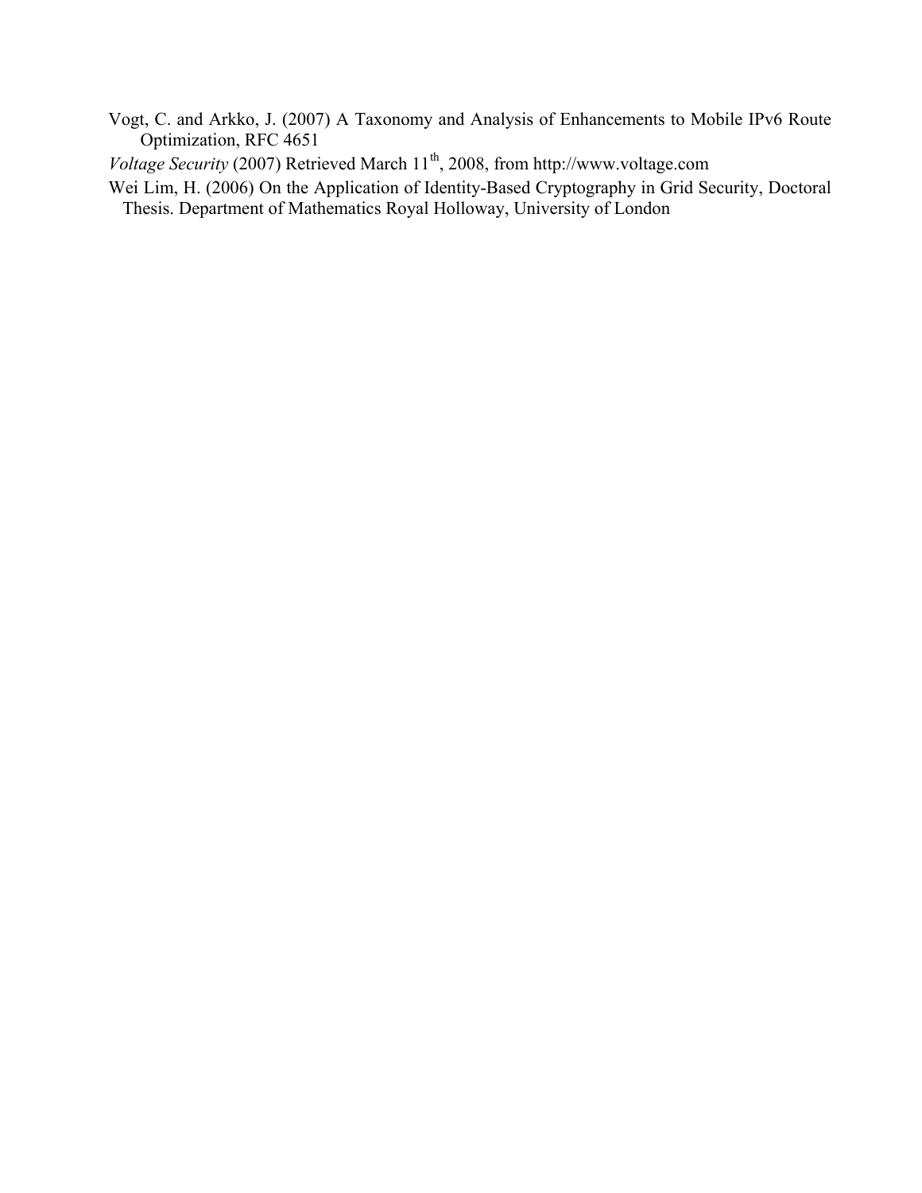Vogt, C. and Arkko, J. (2007) A Taxonomy and Analysis of Enhancements to Mobile IPv6 Route Optimization, RFC 4651

*Voltage Security* (2007) Retrieved March 11th, 2008, from http://www.voltage.com

Wei Lim, H. (2006) On the Application of Identity-Based Cryptography in Grid Security, Doctoral Thesis. Department of Mathematics Royal Holloway, University of London